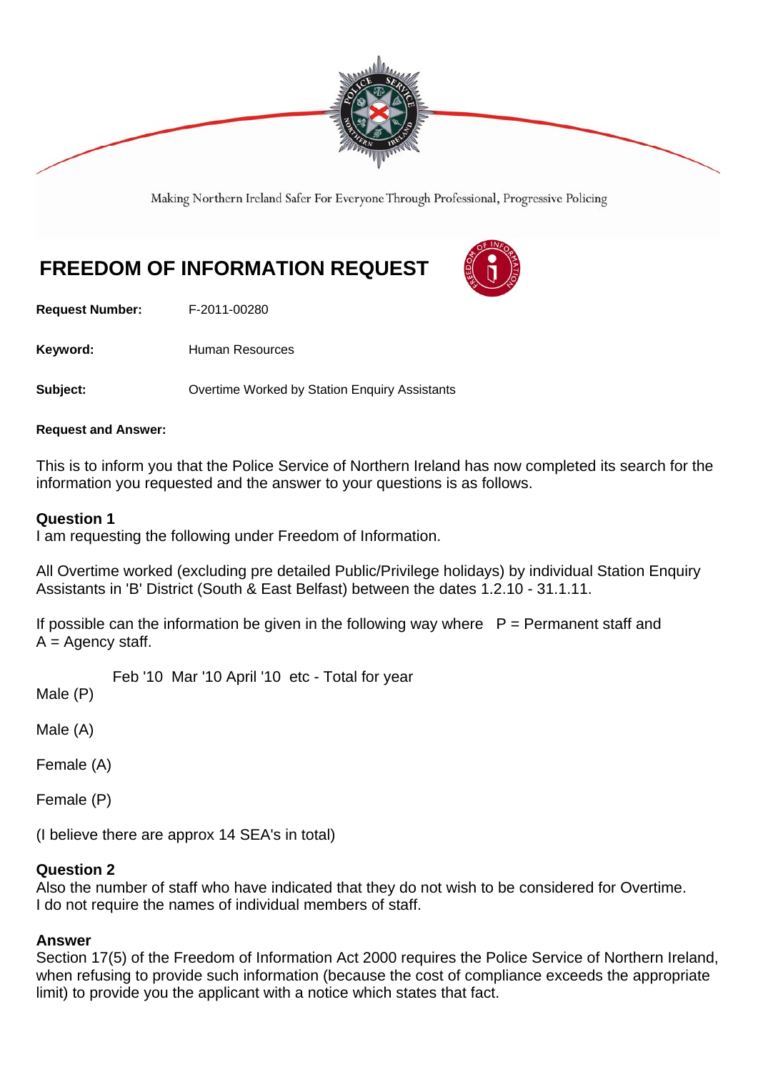Making Northern Ireland Safer For Everyone Through Professional, Progressive Policing

# FREEDOM OF INFORMATION REQUEST

**Request Number:** F-2011-00280

**Keyword:** Human Resources

**Subject:** Overtime Worked by Station Enquiry Assistants

**Request and Answer:**

This is to inform you that the Police Service of Northern Ireland has now completed its search for the information you requested and the answer to your questions is as follows.

### Question 1

I am requesting the following under Freedom of Information.

All Overtime worked (excluding pre detailed Public/Privilege holidays) by individual Station Enquiry Assistants in 'B' District (South & East Belfast) between the dates 1.2.10 - 31.1.11.

If possible can the information be given in the following way where P = Permanent staff and A = Agency staff.

Feb '10 Mar '10 April '10 etc - Total for year

Male (P)

Male (A)

Female (A)

Female (P)

(I believe there are approx 14 SEA's in total)

### Question 2

Also the number of staff who have indicated that they do not wish to be considered for Overtime. I do not require the names of individual members of staff.

### Answer

Section 17(5) of the Freedom of Information Act 2000 requires the Police Service of Northern Ireland, when refusing to provide such information (because the cost of compliance exceeds the appropriate limit) to provide you the applicant with a notice which states that fact.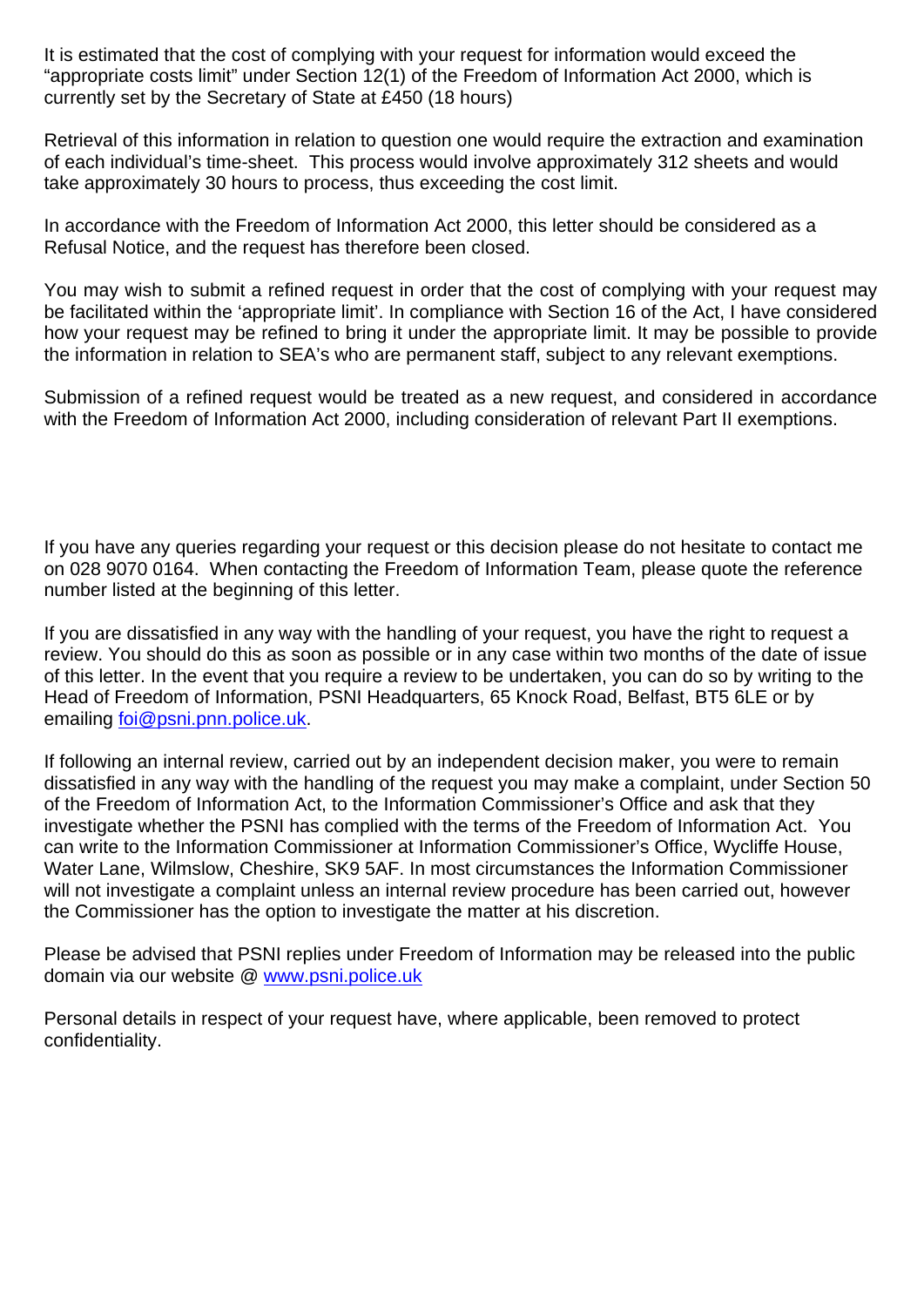It is estimated that the cost of complying with your request for information would exceed the "appropriate costs limit" under Section 12(1) of the Freedom of Information Act 2000, which is currently set by the Secretary of State at £450 (18 hours)

Retrieval of this information in relation to question one would require the extraction and examination of each individual's time-sheet. This process would involve approximately 312 sheets and would take approximately 30 hours to process, thus exceeding the cost limit.

In accordance with the Freedom of Information Act 2000, this letter should be considered as a Refusal Notice, and the request has therefore been closed.

You may wish to submit a refined request in order that the cost of complying with your request may be facilitated within the 'appropriate limit'. In compliance with Section 16 of the Act, I have considered how your request may be refined to bring it under the appropriate limit. It may be possible to provide the information in relation to SEA's who are permanent staff, subject to any relevant exemptions.

Submission of a refined request would be treated as a new request, and considered in accordance with the Freedom of Information Act 2000, including consideration of relevant Part II exemptions.

If you have any queries regarding your request or this decision please do not hesitate to contact me on 028 9070 0164. When contacting the Freedom of Information Team, please quote the reference number listed at the beginning of this letter.

If you are dissatisfied in any way with the handling of your request, you have the right to request a review. You should do this as soon as possible or in any case within two months of the date of issue of this letter. In the event that you require a review to be undertaken, you can do so by writing to the Head of Freedom of Information, PSNI Headquarters, 65 Knock Road, Belfast, BT5 6LE or by emailing foi@psni.pnn.police.uk.

If following an internal review, carried out by an independent decision maker, you were to remain dissatisfied in any way with the handling of the request you may make a complaint, under Section 50 of the Freedom of Information Act, to the Information Commissioner's Office and ask that they investigate whether the PSNI has complied with the terms of the Freedom of Information Act. You can write to the Information Commissioner at Information Commissioner's Office, Wycliffe House, Water Lane, Wilmslow, Cheshire, SK9 5AF. In most circumstances the Information Commissioner will not investigate a complaint unless an internal review procedure has been carried out, however the Commissioner has the option to investigate the matter at his discretion.

Please be advised that PSNI replies under Freedom of Information may be released into the public domain via our website @ www.psni.police.uk

Personal details in respect of your request have, where applicable, been removed to protect confidentiality.